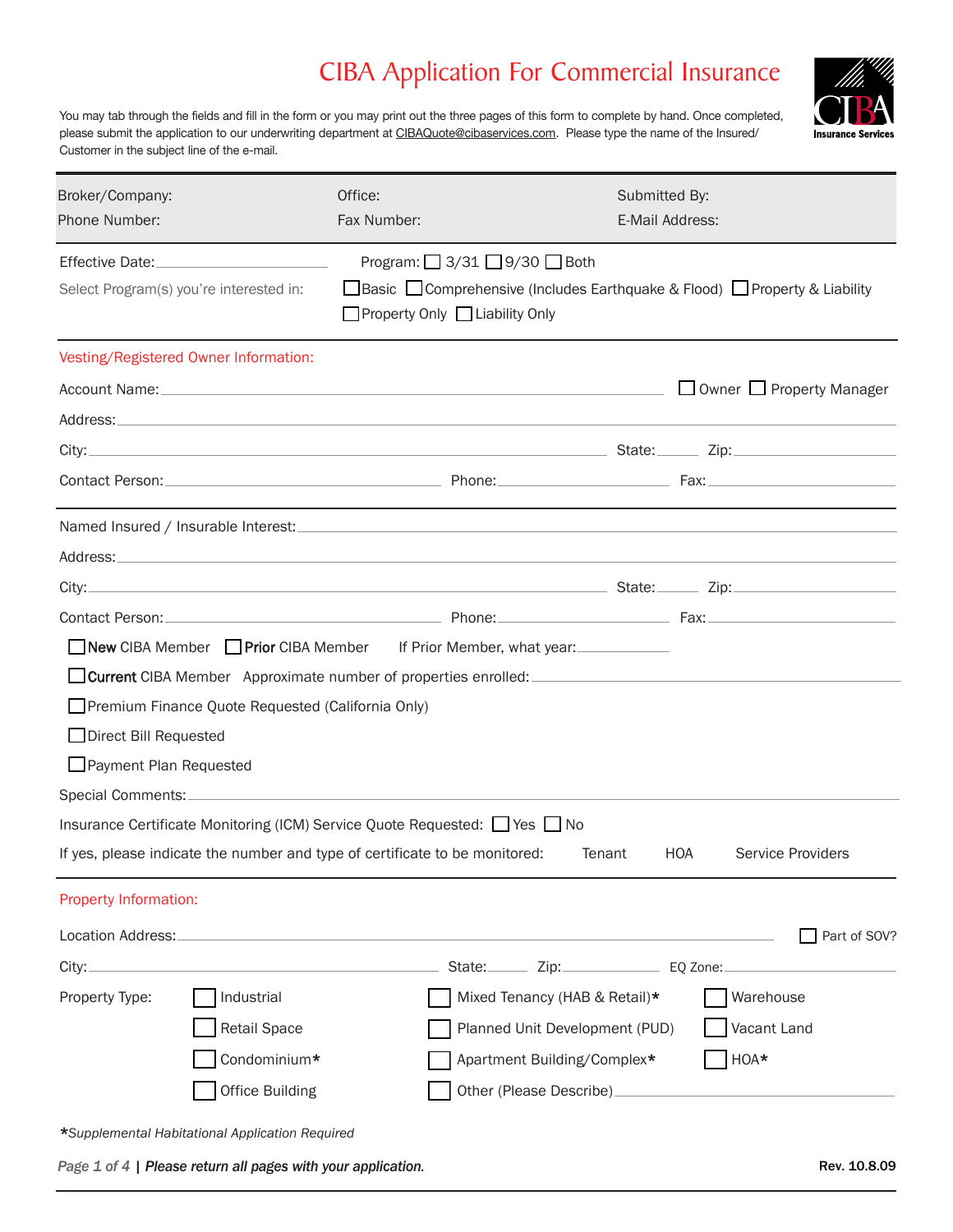# CIBA Application For Commercial Insurance

CIBA Insurance Services

You may tab through the fields and fill in the form or you may print out the three pages of this form to complete by hand. Once completed, please submit the application to our underwriting department at CIBAQuote@cibaservices.com. Please type the name of the Insured/ Customer in the subject line of the e-mail.

| | | |
|---|---|---|
| Broker/Company: | Office: | Submitted By: |
| Phone Number: | Fax Number: | E-Mail Address: |

Effective Date: ______________________

Program: ☐ 3/31 ☐ 9/30 ☐ Both

Select Program(s) you're interested in: ☐ Basic ☐ Comprehensive (Includes Earthquake & Flood) ☐ Property & Liability ☐ Property Only ☐ Liability Only

## Vesting/Registered Owner Information:

Account Name: ______________________ ☐ Owner ☐ Property Manager

Address: ______________________

City: ______________________ State: ______ Zip: ______________________

Contact Person: ______________________ Phone: ______________________ Fax: ______________________

Named Insured / Insurable Interest: ______________________

Address: ______________________

City: ______________________ State: ______ Zip: ______________________

Contact Person: ______________________ Phone: ______________________ Fax: ______________________

☐ **New** CIBA Member ☐ **Prior** CIBA Member If Prior Member, what year: __________

☐ **Current** CIBA Member Approximate number of properties enrolled: ______________________

☐ Premium Finance Quote Requested (California Only)

☐ Direct Bill Requested

☐ Payment Plan Requested

Special Comments: ______________________

Insurance Certificate Monitoring (ICM) Service Quote Requested: ☐ Yes ☐ No

If yes, please indicate the number and type of certificate to be monitored: Tenant HOA Service Providers

## Property Information:

Location Address: ______________________ ☐ Part of SOV?

City: ______________________ State: ______ Zip: __________ EQ Zone: ______________________

Property Type:

| | | |
|---|---|---|
| ☐ Industrial | ☐ Mixed Tenancy (HAB & Retail)* | ☐ Warehouse |
| ☐ Retail Space | ☐ Planned Unit Development (PUD) | ☐ Vacant Land |
| ☐ Condominium* | ☐ Apartment Building/Complex* | ☐ HOA* |
| ☐ Office Building | ☐ Other (Please Describe) ______________________ | |

**\***_Supplemental Habitational Application Required_

_**Please return all pages with your application.**_

Rev. 10.8.09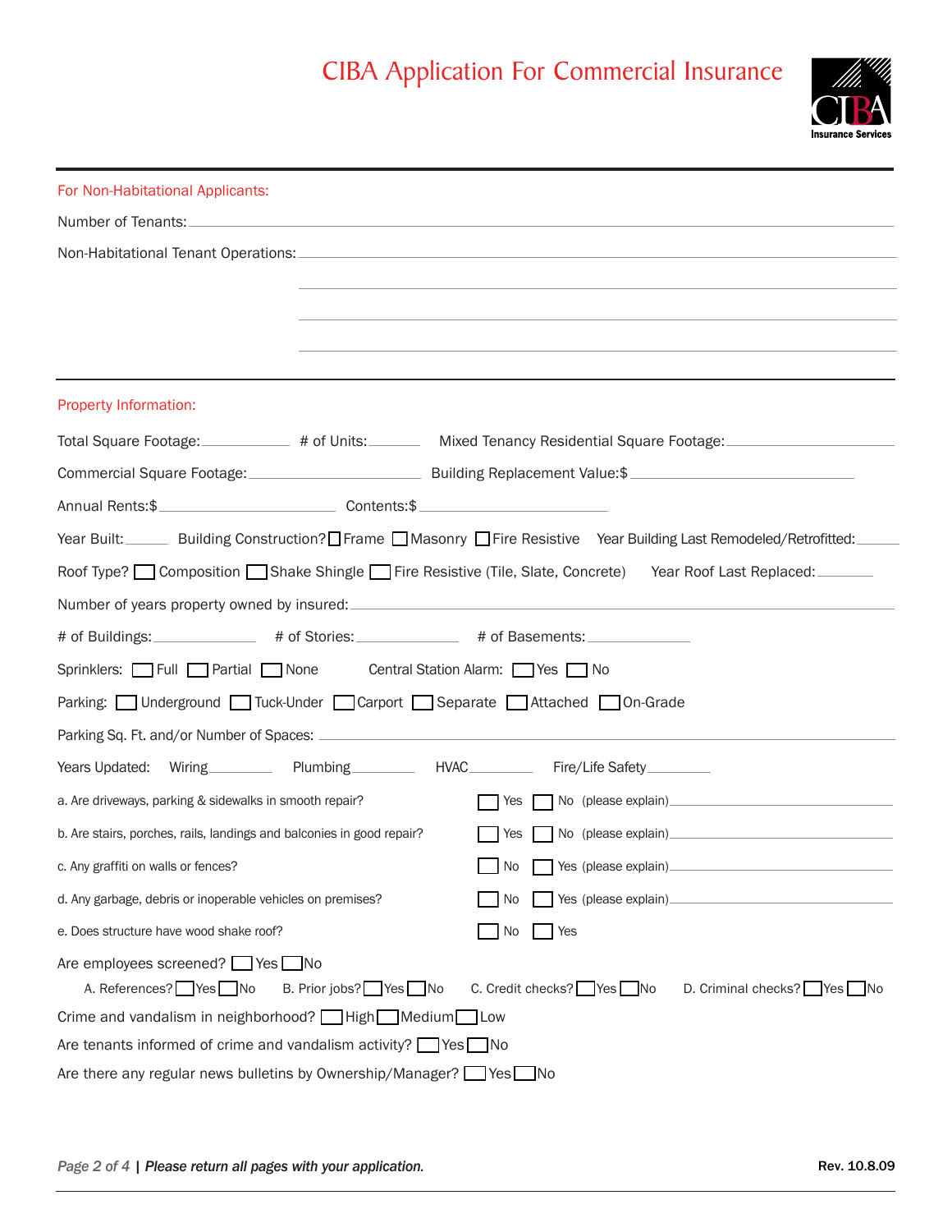# CIBA Application For Commercial Insurance

CIBA Insurance Services

## For Non-Habitational Applicants:

Number of Tenants: ______________________________

Non-Habitational Tenant Operations: ______________________________

______________________________

______________________________

______________________________

## Property Information:

Total Square Footage: __________ # of Units: ______ Mixed Tenancy Residential Square Footage: __________

Commercial Square Footage: __________ Building Replacement Value:$ __________

Annual Rents:$ __________ Contents:$ __________

Year Built: ______ Building Construction? ☐ Frame ☐ Masonry ☐ Fire Resistive Year Building Last Remodeled/Retrofitted: ______

Roof Type? ☐ Composition ☐ Shake Shingle ☐ Fire Resistive (Tile, Slate, Concrete) Year Roof Last Replaced: ______

Number of years property owned by insured: __________

# of Buildings: ______ # of Stories: ______ # of Basements: ______

Sprinklers: ☐ Full ☐ Partial ☐ None Central Station Alarm: ☐ Yes ☐ No

Parking: ☐ Underground ☐ Tuck-Under ☐ Carport ☐ Separate ☐ Attached ☐ On-Grade

Parking Sq. Ft. and/or Number of Spaces: __________

Years Updated: Wiring ______ Plumbing ______ HVAC ______ Fire/Life Safety ______

a. Are driveways, parking & sidewalks in smooth repair? ☐ Yes ☐ No (please explain) __________

b. Are stairs, porches, rails, landings and balconies in good repair? ☐ Yes ☐ No (please explain) __________

c. Any graffiti on walls or fences? ☐ No ☐ Yes (please explain) __________

d. Any garbage, debris or inoperable vehicles on premises? ☐ No ☐ Yes (please explain) __________

e. Does structure have wood shake roof? ☐ No ☐ Yes

Are employees screened? ☐ Yes ☐ No

A. References? ☐ Yes ☐ No B. Prior jobs? ☐ Yes ☐ No C. Credit checks? ☐ Yes ☐ No D. Criminal checks? ☐ Yes ☐ No

Crime and vandalism in neighborhood? ☐ High ☐ Medium ☐ Low

Are tenants informed of crime and vandalism activity? ☐ Yes ☐ No

Are there any regular news bulletins by Ownership/Manager? ☐ Yes ☐ No

*Please return all pages with your application.*

Rev. 10.8.09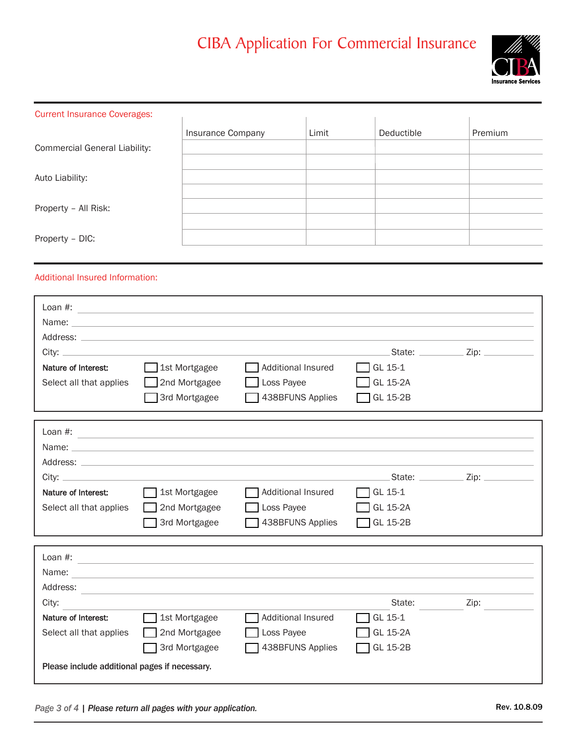# CIBA Application For Commercial Insurance

## Current Insurance Coverages:

| | Insurance Company | Limit | Deductible | Premium |
|---|---|---|---|---|
| Commercial General Liability: | | | | |
| | | | | |
| Auto Liability: | | | | |
| | | | | |
| Property – All Risk: | | | | |
| | | | | |
| Property – DIC: | | | | |

## Additional Insured Information:

Loan #: ___________________________________________

Name: ___________________________________________

Address: ___________________________________________

City: ___________________________ State: __________ Zip: __________

**Nature of Interest:**
Select all that applies

- ☐ 1st Mortgagee
- ☐ 2nd Mortgagee
- ☐ 3rd Mortgagee
- ☐ Additional Insured
- ☐ Loss Payee
- ☐ 438BFUNS Applies
- ☐ GL 15-1
- ☐ GL 15-2A
- ☐ GL 15-2B

---

Loan #: ___________________________________________

Name: ___________________________________________

Address: ___________________________________________

City: ___________________________ State: __________ Zip: __________

**Nature of Interest:**
Select all that applies

- ☐ 1st Mortgagee
- ☐ 2nd Mortgagee
- ☐ 3rd Mortgagee
- ☐ Additional Insured
- ☐ Loss Payee
- ☐ 438BFUNS Applies
- ☐ GL 15-1
- ☐ GL 15-2A
- ☐ GL 15-2B

---

Loan #: ___________________________________________

Name: ___________________________________________

Address: ___________________________________________

City: ___________________________ State: __________ Zip: __________

**Nature of Interest:**
Select all that applies

- ☐ 1st Mortgagee
- ☐ 2nd Mortgagee
- ☐ 3rd Mortgagee
- ☐ Additional Insured
- ☐ Loss Payee
- ☐ 438BFUNS Applies
- ☐ GL 15-1
- ☐ GL 15-2A
- ☐ GL 15-2B

**Please include additional pages if necessary.**

*Please return all pages with your application.*

Rev. 10.8.09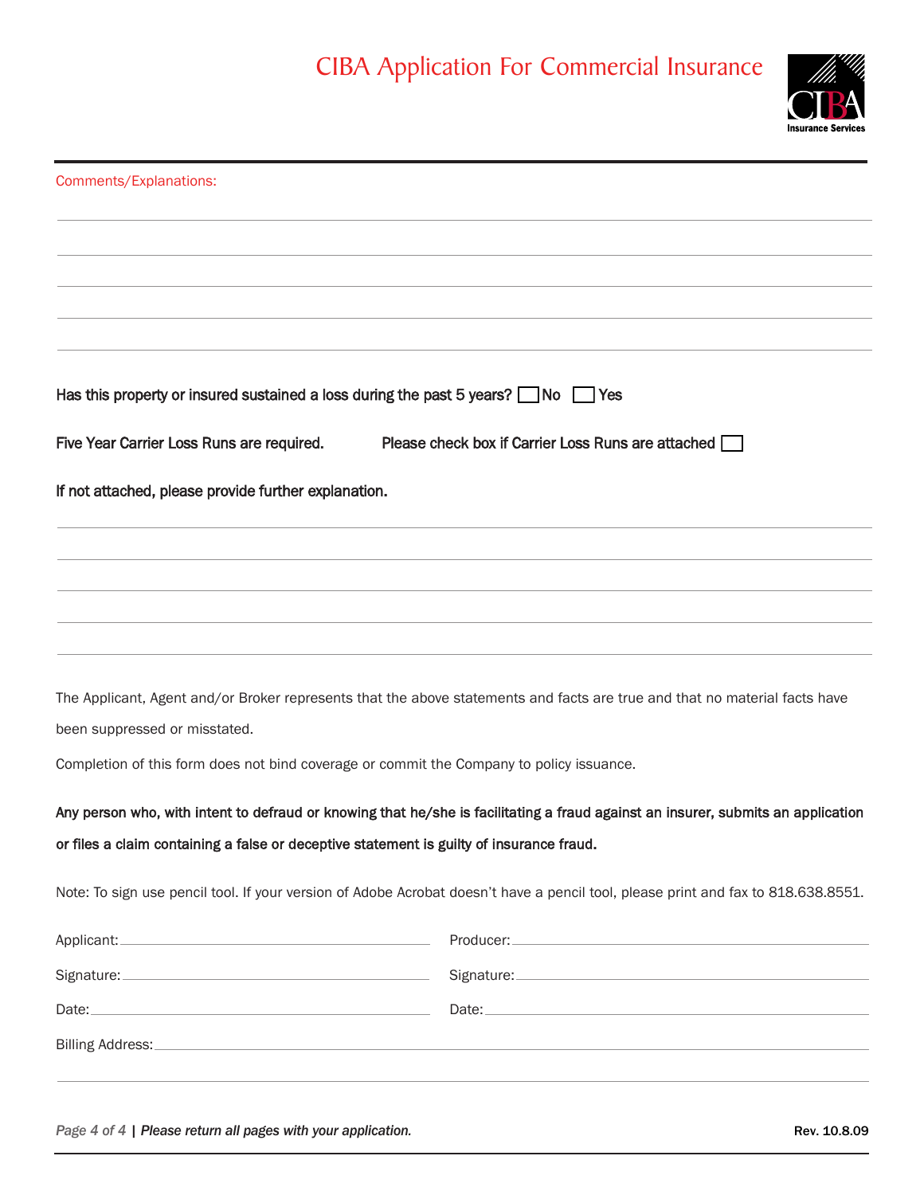# CIBA Application For Commercial Insurance

Comments/Explanations:

Has this property or insured sustained a loss during the past 5 years? ☐ No ☐ Yes

Five Year Carrier Loss Runs are required. Please check box if Carrier Loss Runs are attached ☐

If not attached, please provide further explanation.

The Applicant, Agent and/or Broker represents that the above statements and facts are true and that no material facts have been suppressed or misstated.

Completion of this form does not bind coverage or commit the Company to policy issuance.

**Any person who, with intent to defraud or knowing that he/she is facilitating a fraud against an insurer, submits an application or files a claim containing a false or deceptive statement is guilty of insurance fraud.**

Note: To sign use pencil tool. If your version of Adobe Acrobat doesn't have a pencil tool, please print and fax to 818.638.8551.

Applicant: ____________________ Producer: ____________________

Signature: ____________________ Signature: ____________________

Date: ____________________ Date: ____________________

Billing Address: ____________________

*Please return all pages with your application.*

Rev. 10.8.09